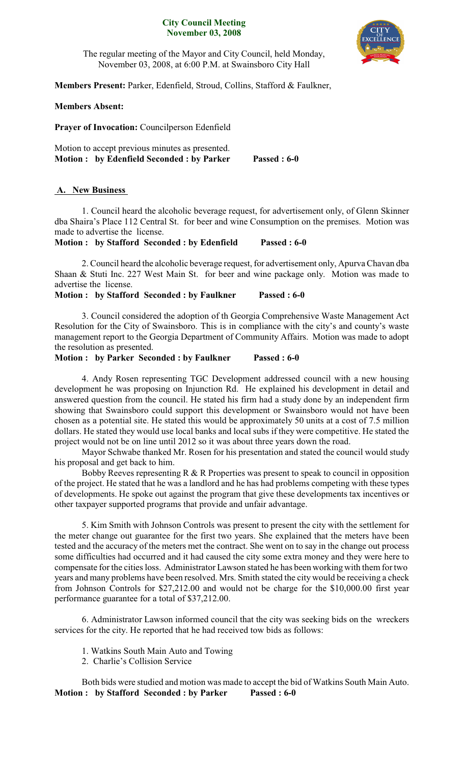# City Council Meeting
## November 03, 2008

The regular meeting of the Mayor and City Council, held Monday, November 03, 2008, at 6:00 P.M. at Swainsboro City Hall

**Members Present:** Parker, Edenfield, Stroud, Collins, Stafford & Faulkner,

**Members Absent:**

**Prayer of Invocation:** Councilperson Edenfield

Motion to accept previous minutes as presented.
**Motion : by Edenfield Seconded : by Parker Passed : 6-0**

## A. New Business

1. Council heard the alcoholic beverage request, for advertisement only, of Glenn Skinner dba Shaira's Place 112 Central St. for beer and wine Consumption on the premises. Motion was made to advertise the license.
**Motion : by Stafford Seconded : by Edenfield Passed : 6-0**

2. Council heard the alcoholic beverage request, for advertisement only, Apurva Chavan dba Shaan & Stuti Inc. 227 West Main St. for beer and wine package only. Motion was made to advertise the license.
**Motion : by Stafford Seconded : by Faulkner Passed : 6-0**

3. Council considered the adoption of th Georgia Comprehensive Waste Management Act Resolution for the City of Swainsboro. This is in compliance with the city's and county's waste management report to the Georgia Department of Community Affairs. Motion was made to adopt the resolution as presented.
**Motion : by Parker Seconded : by Faulkner Passed : 6-0**

4. Andy Rosen representing TGC Development addressed council with a new housing development he was proposing on Injunction Rd. He explained his development in detail and answered question from the council. He stated his firm had a study done by an independent firm showing that Swainsboro could support this development or Swainsboro would not have been chosen as a potential site. He stated this would be approximately 50 units at a cost of 7.5 million dollars. He stated they would use local banks and local subs if they were competitive. He stated the project would not be on line until 2012 so it was about three years down the road.

Mayor Schwabe thanked Mr. Rosen for his presentation and stated the council would study his proposal and get back to him.

Bobby Reeves representing R & R Properties was present to speak to council in opposition of the project. He stated that he was a landlord and he has had problems competing with these types of developments. He spoke out against the program that give these developments tax incentives or other taxpayer supported programs that provide and unfair advantage.

5. Kim Smith with Johnson Controls was present to present the city with the settlement for the meter change out guarantee for the first two years. She explained that the meters have been tested and the accuracy of the meters met the contract. She went on to say in the change out process some difficulties had occurred and it had caused the city some extra money and they were here to compensate for the cities loss. Administrator Lawson stated he has been working with them for two years and many problems have been resolved. Mrs. Smith stated the city would be receiving a check from Johnson Controls for $27,212.00 and would not be charge for the $10,000.00 first year performance guarantee for a total of $37,212.00.

6. Administrator Lawson informed council that the city was seeking bids on the wreckers services for the city. He reported that he had received tow bids as follows:

1. Watkins South Main Auto and Towing
2. Charlie's Collision Service

Both bids were studied and motion was made to accept the bid of Watkins South Main Auto.
**Motion : by Stafford Seconded : by Parker Passed : 6-0**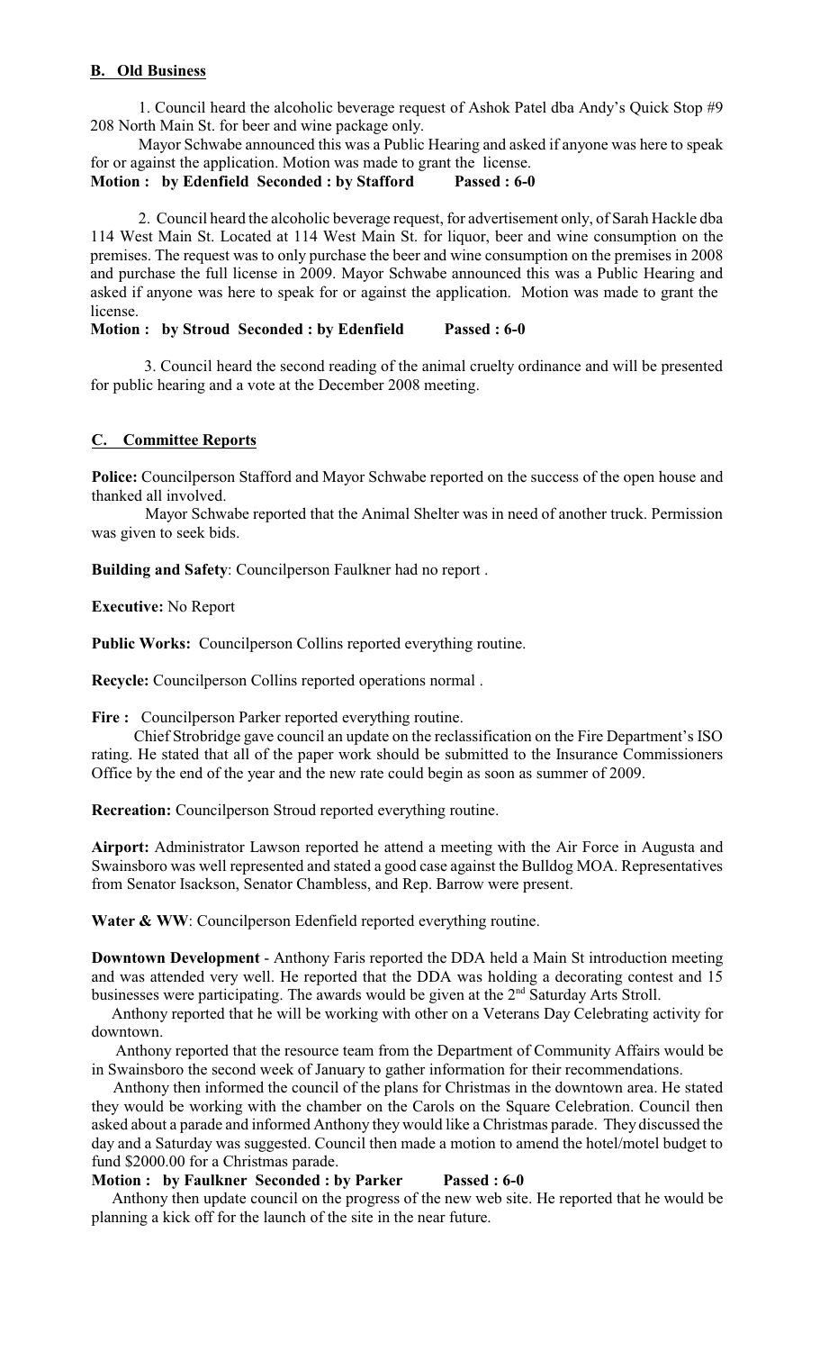**B. Old Business**

1. Council heard the alcoholic beverage request of Ashok Patel dba Andy's Quick Stop #9 208 North Main St. for beer and wine package only.

Mayor Schwabe announced this was a Public Hearing and asked if anyone was here to speak for or against the application. Motion was made to grant the license.

**Motion : by Edenfield Seconded : by Stafford Passed : 6-0**

2. Council heard the alcoholic beverage request, for advertisement only, of Sarah Hackle dba 114 West Main St. Located at 114 West Main St. for liquor, beer and wine consumption on the premises. The request was to only purchase the beer and wine consumption on the premises in 2008 and purchase the full license in 2009. Mayor Schwabe announced this was a Public Hearing and asked if anyone was here to speak for or against the application. Motion was made to grant the license.

**Motion : by Stroud Seconded : by Edenfield Passed : 6-0**

3. Council heard the second reading of the animal cruelty ordinance and will be presented for public hearing and a vote at the December 2008 meeting.

**C. Committee Reports**

**Police:** Councilperson Stafford and Mayor Schwabe reported on the success of the open house and thanked all involved.

Mayor Schwabe reported that the Animal Shelter was in need of another truck. Permission was given to seek bids.

**Building and Safety**: Councilperson Faulkner had no report .

**Executive:** No Report

**Public Works:** Councilperson Collins reported everything routine.

**Recycle:** Councilperson Collins reported operations normal .

**Fire :** Councilperson Parker reported everything routine.

Chief Strobridge gave council an update on the reclassification on the Fire Department's ISO rating. He stated that all of the paper work should be submitted to the Insurance Commissioners Office by the end of the year and the new rate could begin as soon as summer of 2009.

**Recreation:** Councilperson Stroud reported everything routine.

**Airport:** Administrator Lawson reported he attend a meeting with the Air Force in Augusta and Swainsboro was well represented and stated a good case against the Bulldog MOA. Representatives from Senator Isackson, Senator Chambless, and Rep. Barrow were present.

**Water & WW**: Councilperson Edenfield reported everything routine.

**Downtown Development** - Anthony Faris reported the DDA held a Main St introduction meeting and was attended very well. He reported that the DDA was holding a decorating contest and 15 businesses were participating. The awards would be given at the 2nd Saturday Arts Stroll.

Anthony reported that he will be working with other on a Veterans Day Celebrating activity for downtown.

Anthony reported that the resource team from the Department of Community Affairs would be in Swainsboro the second week of January to gather information for their recommendations.

Anthony then informed the council of the plans for Christmas in the downtown area. He stated they would be working with the chamber on the Carols on the Square Celebration. Council then asked about a parade and informed Anthony they would like a Christmas parade. They discussed the day and a Saturday was suggested. Council then made a motion to amend the hotel/motel budget to fund $2000.00 for a Christmas parade.

**Motion : by Faulkner Seconded : by Parker Passed : 6-0**

Anthony then update council on the progress of the new web site. He reported that he would be planning a kick off for the launch of the site in the near future.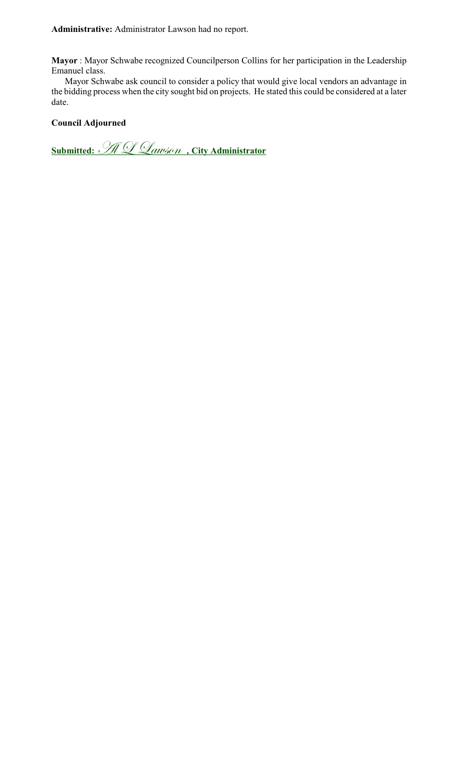**Administrative:** Administrator Lawson had no report.

**Mayor** : Mayor Schwabe recognized Councilperson Collins for her participation in the Leadership Emanuel class.

Mayor Schwabe ask council to consider a policy that would give local vendors an advantage in the bidding process when the city sought bid on projects. He stated this could be considered at a later date.

**Council Adjourned**

**Submitted:** *Al L Lawson* **, City Administrator**